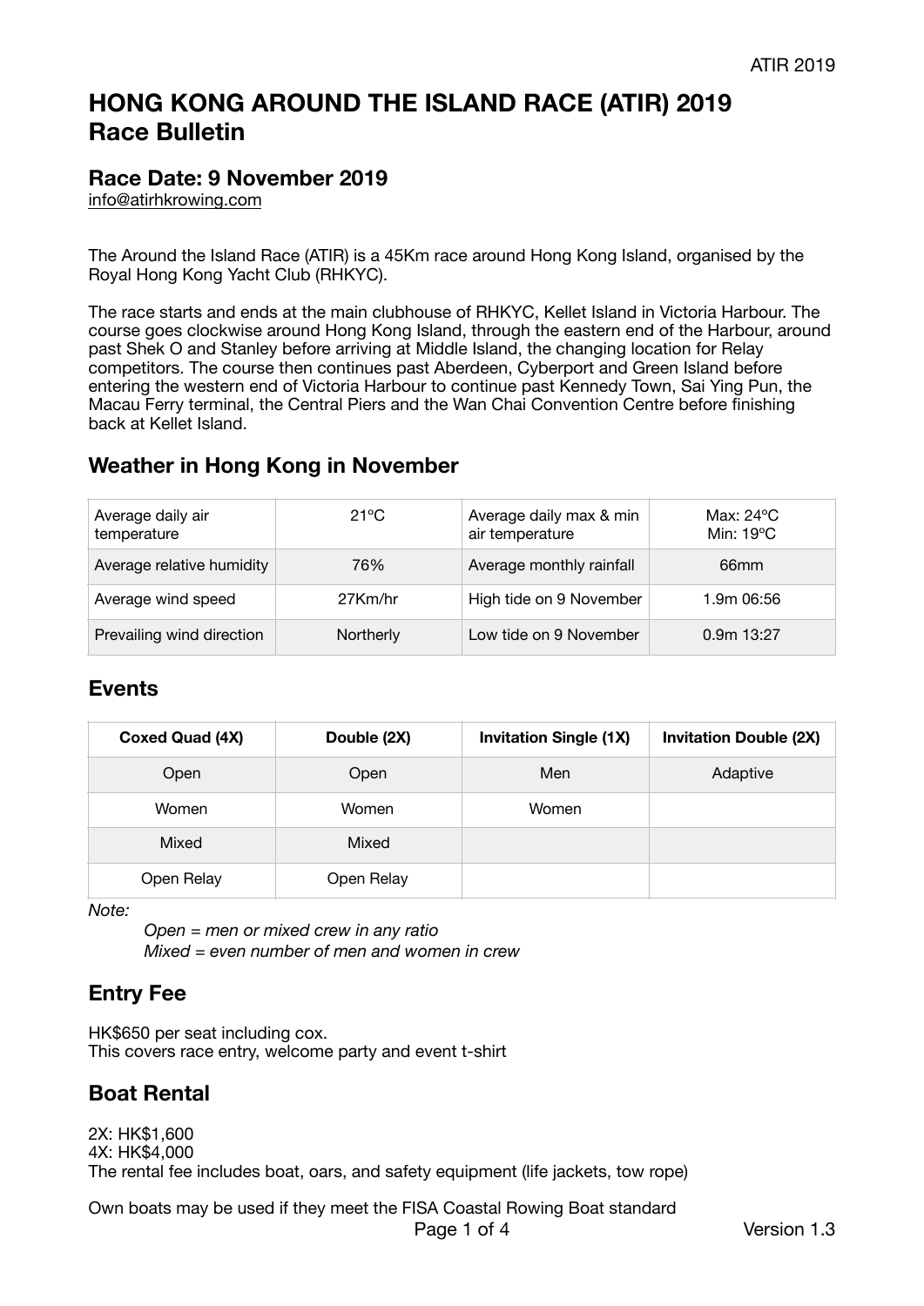# HONG KONG AROUND THE ISLAND RACE (ATIR) 2019
# Race Bulletin

## Race Date: 9 November 2019

info@atirhkrowing.com

The Around the Island Race (ATIR) is a 45Km race around Hong Kong Island, organised by the Royal Hong Kong Yacht Club (RHKYC).

The race starts and ends at the main clubhouse of RHKYC, Kellet Island in Victoria Harbour. The course goes clockwise around Hong Kong Island, through the eastern end of the Harbour, around past Shek O and Stanley before arriving at Middle Island, the changing location for Relay competitors. The course then continues past Aberdeen, Cyberport and Green Island before entering the western end of Victoria Harbour to continue past Kennedy Town, Sai Ying Pun, the Macau Ferry terminal, the Central Piers and the Wan Chai Convention Centre before finishing back at Kellet Island.

## Weather in Hong Kong in November

| | | | |
|---|---|---|---|
| Average daily air temperature | 21°C | Average daily max & min air temperature | Max: 24°C<br>Min: 19°C |
| Average relative humidity | 76% | Average monthly rainfall | 66mm |
| Average wind speed | 27Km/hr | High tide on 9 November | 1.9m 06:56 |
| Prevailing wind direction | Northerly | Low tide on 9 November | 0.9m 13:27 |

## Events

| Coxed Quad (4X) | Double (2X) | Invitation Single (1X) | Invitation Double (2X) |
|---|---|---|---|
| Open | Open | Men | Adaptive |
| Women | Women | Women | |
| Mixed | Mixed | | |
| Open Relay | Open Relay | | |

*Note:*

*Open = men or mixed crew in any ratio*
*Mixed = even number of men and women in crew*

## Entry Fee

HK$650 per seat including cox.
This covers race entry, welcome party and event t-shirt

## Boat Rental

2X: HK$1,600
4X: HK$4,000
The rental fee includes boat, oars, and safety equipment (life jackets, tow rope)

Own boats may be used if they meet the FISA Coastal Rowing Boat standard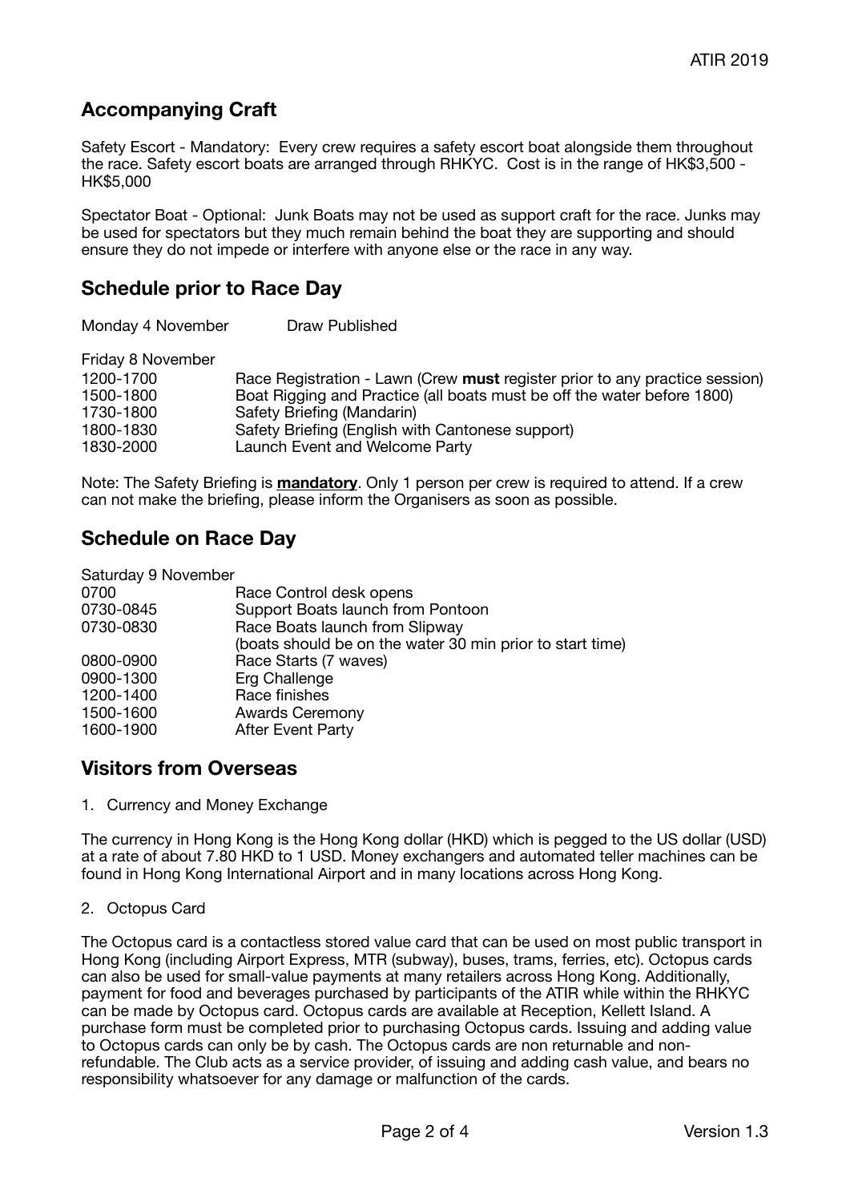## Accompanying Craft

Safety Escort - Mandatory: Every crew requires a safety escort boat alongside them throughout the race. Safety escort boats are arranged through RHKYC. Cost is in the range of HK$3,500 - HK$5,000

Spectator Boat - Optional: Junk Boats may not be used as support craft for the race. Junks may be used for spectators but they much remain behind the boat they are supporting and should ensure they do not impede or interfere with anyone else or the race in any way.

## Schedule prior to Race Day

| | |
|---|---|
| Monday 4 November | Draw Published |

Friday 8 November

| | |
|---|---|
| 1200-1700 | Race Registration - Lawn (Crew **must** register prior to any practice session) |
| 1500-1800 | Boat Rigging and Practice (all boats must be off the water before 1800) |
| 1730-1800 | Safety Briefing (Mandarin) |
| 1800-1830 | Safety Briefing (English with Cantonese support) |
| 1830-2000 | Launch Event and Welcome Party |

Note: The Safety Briefing is **mandatory**. Only 1 person per crew is required to attend. If a crew can not make the briefing, please inform the Organisers as soon as possible.

## Schedule on Race Day

Saturday 9 November

| | |
|---|---|
| 0700 | Race Control desk opens |
| 0730-0845 | Support Boats launch from Pontoon |
| 0730-0830 | Race Boats launch from Slipway (boats should be on the water 30 min prior to start time) |
| 0800-0900 | Race Starts (7 waves) |
| 0900-1300 | Erg Challenge |
| 1200-1400 | Race finishes |
| 1500-1600 | Awards Ceremony |
| 1600-1900 | After Event Party |

## Visitors from Overseas

1. Currency and Money Exchange

The currency in Hong Kong is the Hong Kong dollar (HKD) which is pegged to the US dollar (USD) at a rate of about 7.80 HKD to 1 USD. Money exchangers and automated teller machines can be found in Hong Kong International Airport and in many locations across Hong Kong.

2. Octopus Card

The Octopus card is a contactless stored value card that can be used on most public transport in Hong Kong (including Airport Express, MTR (subway), buses, trams, ferries, etc). Octopus cards can also be used for small-value payments at many retailers across Hong Kong. Additionally, payment for food and beverages purchased by participants of the ATIR while within the RHKYC can be made by Octopus card. Octopus cards are available at Reception, Kellett Island. A purchase form must be completed prior to purchasing Octopus cards. Issuing and adding value to Octopus cards can only be by cash. The Octopus cards are non returnable and non-refundable. The Club acts as a service provider, of issuing and adding cash value, and bears no responsibility whatsoever for any damage or malfunction of the cards.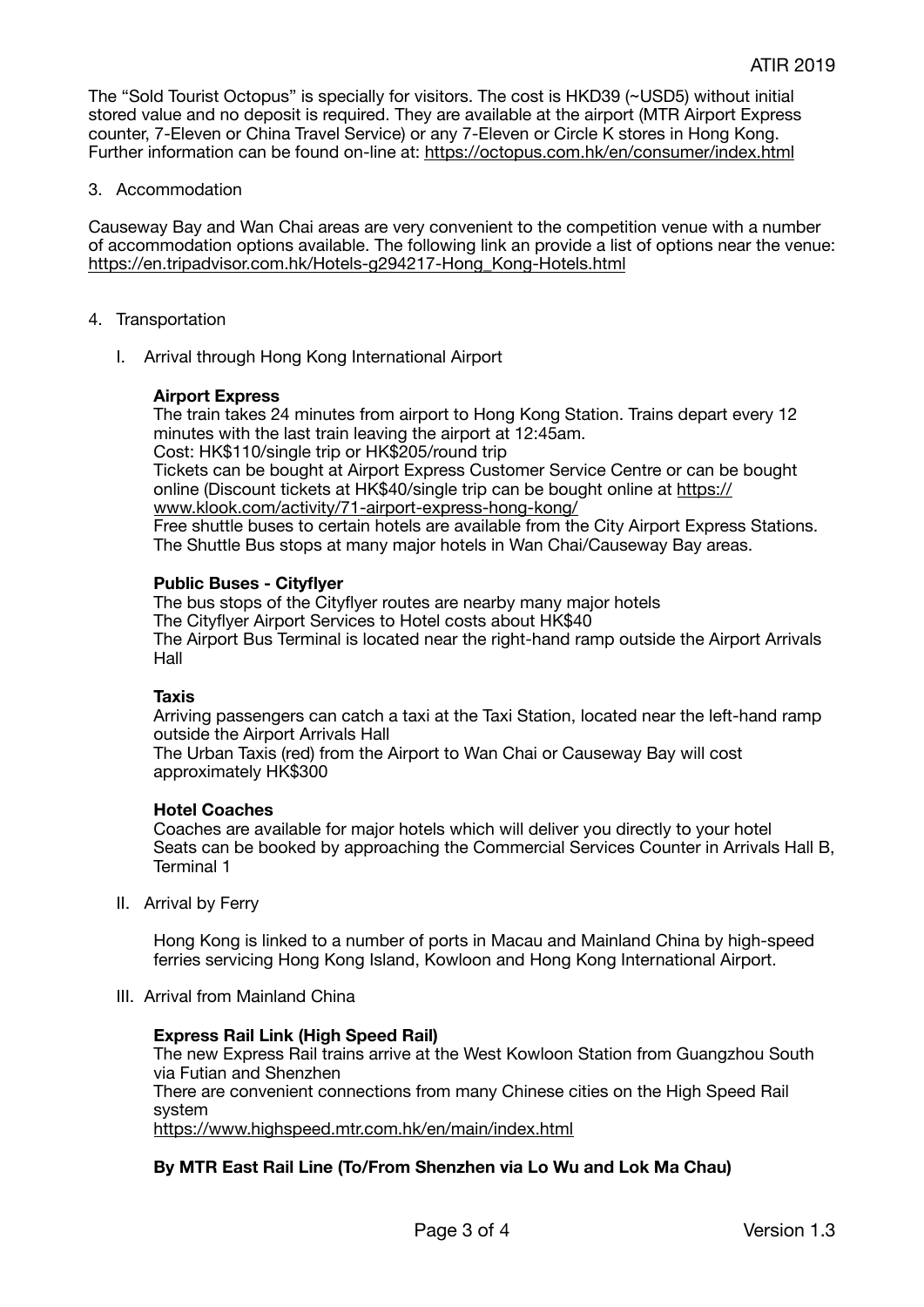The "Sold Tourist Octopus" is specially for visitors. The cost is HKD39 (~USD5) without initial stored value and no deposit is required. They are available at the airport (MTR Airport Express counter, 7-Eleven or China Travel Service) or any 7-Eleven or Circle K stores in Hong Kong. Further information can be found on-line at: https://octopus.com.hk/en/consumer/index.html

3. Accommodation

Causeway Bay and Wan Chai areas are very convenient to the competition venue with a number of accommodation options available. The following link an provide a list of options near the venue: https://en.tripadvisor.com.hk/Hotels-g294217-Hong_Kong-Hotels.html

4. Transportation

   I. Arrival through Hong Kong International Airport

      **Airport Express**
      The train takes 24 minutes from airport to Hong Kong Station. Trains depart every 12 minutes with the last train leaving the airport at 12:45am.
      Cost: HK$110/single trip or HK$205/round trip
      Tickets can be bought at Airport Express Customer Service Centre or can be bought online (Discount tickets at HK$40/single trip can be bought online at https://www.klook.com/activity/71-airport-express-hong-kong/
      Free shuttle buses to certain hotels are available from the City Airport Express Stations. The Shuttle Bus stops at many major hotels in Wan Chai/Causeway Bay areas.

      **Public Buses - Cityflyer**
      The bus stops of the Cityflyer routes are nearby many major hotels
      The Cityflyer Airport Services to Hotel costs about HK$40
      The Airport Bus Terminal is located near the right-hand ramp outside the Airport Arrivals Hall

      **Taxis**
      Arriving passengers can catch a taxi at the Taxi Station, located near the left-hand ramp outside the Airport Arrivals Hall
      The Urban Taxis (red) from the Airport to Wan Chai or Causeway Bay will cost approximately HK$300

      **Hotel Coaches**
      Coaches are available for major hotels which will deliver you directly to your hotel
      Seats can be booked by approaching the Commercial Services Counter in Arrivals Hall B, Terminal 1

   II. Arrival by Ferry

      Hong Kong is linked to a number of ports in Macau and Mainland China by high-speed ferries servicing Hong Kong Island, Kowloon and Hong Kong International Airport.

   III. Arrival from Mainland China

      **Express Rail Link (High Speed Rail)**
      The new Express Rail trains arrive at the West Kowloon Station from Guangzhou South via Futian and Shenzhen
      There are convenient connections from many Chinese cities on the High Speed Rail system
      https://www.highspeed.mtr.com.hk/en/main/index.html

      **By MTR East Rail Line (To/From Shenzhen via Lo Wu and Lok Ma Chau)**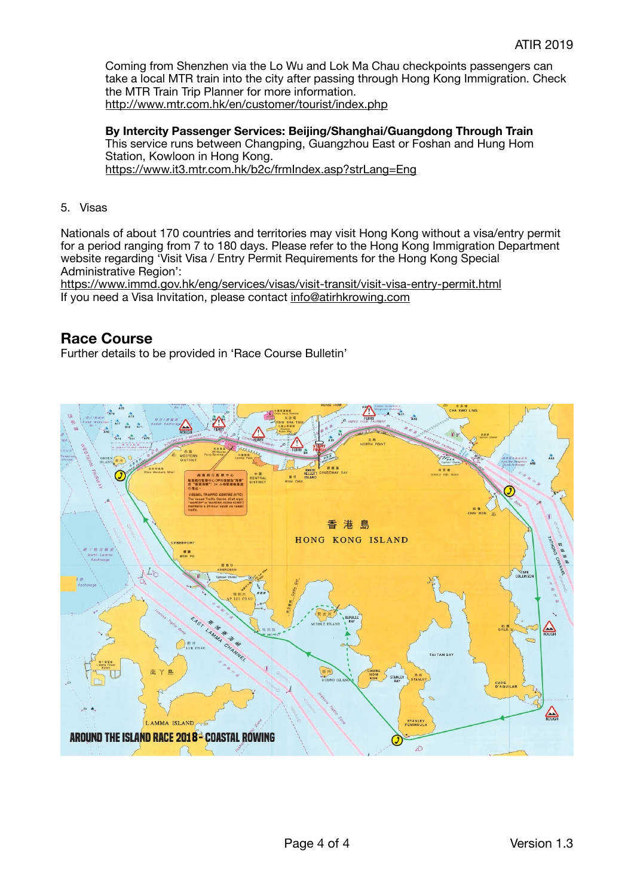Coming from Shenzhen via the Lo Wu and Lok Ma Chau checkpoints passengers can take a local MTR train into the city after passing through Hong Kong Immigration. Check the MTR Train Trip Planner for more information.
http://www.mtr.com.hk/en/customer/tourist/index.php

**By Intercity Passenger Services: Beijing/Shanghai/Guangdong Through Train**
This service runs between Changping, Guangzhou East or Foshan and Hung Hom Station, Kowloon in Hong Kong.
https://www.it3.mtr.com.hk/b2c/frmIndex.asp?strLang=Eng

5. Visas

Nationals of about 170 countries and territories may visit Hong Kong without a visa/entry permit for a period ranging from 7 to 180 days. Please refer to the Hong Kong Immigration Department website regarding 'Visit Visa / Entry Permit Requirements for the Hong Kong Special Administrative Region':
https://www.immd.gov.hk/eng/services/visas/visit-transit/visit-visa-entry-permit.html
If you need a Visa Invitation, please contact info@atirhkrowing.com

## Race Course

Further details to be provided in 'Race Course Bulletin'

AROUND THE ISLAND RACE 2018 - COASTAL ROWING